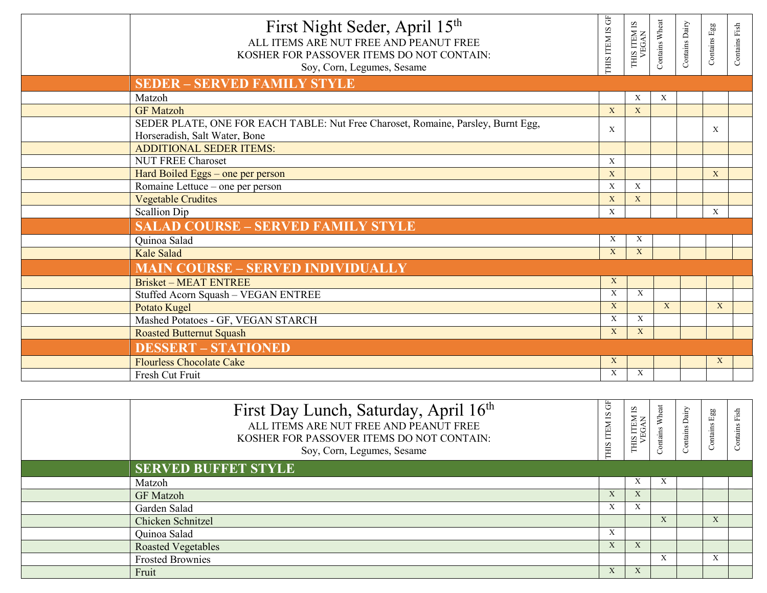# First Night Seder, April 15th

ALL ITEMS ARE NUT FREE AND PEANUT FREE
KOSHER FOR PASSOVER ITEMS DO NOT CONTAIN:
Soy, Corn, Legumes, Sesame

| Item | THIS ITEM IS GF | THIS ITEM IS VEGAN | Contains Wheat | Contains Dairy | Contains Egg | Contains Fish |
|---|---|---|---|---|---|---|
| **SEDER – SERVED FAMILY STYLE** | | | | | | |
| Matzoh | | X | X | | | |
| GF Matzoh | X | X | | | | |
| SEDER PLATE, ONE FOR EACH TABLE: Nut Free Charoset, Romaine, Parsley, Burnt Egg, Horseradish, Salt Water, Bone | X | | | | X | |
| ADDITIONAL SEDER ITEMS: | | | | | | |
| NUT FREE Charoset | X | | | | | |
| Hard Boiled Eggs – one per person | X | | | | X | |
| Romaine Lettuce – one per person | X | X | | | | |
| Vegetable Crudites | X | X | | | | |
| Scallion Dip | X | | | | X | |
| **SALAD COURSE – SERVED FAMILY STYLE** | | | | | | |
| Quinoa Salad | X | X | | | | |
| Kale Salad | X | X | | | | |
| **MAIN COURSE – SERVED INDIVIDUALLY** | | | | | | |
| Brisket – MEAT ENTREE | X | | | | | |
| Stuffed Acorn Squash – VEGAN ENTREE | X | X | | | | |
| Potato Kugel | X | | X | | X | |
| Mashed Potatoes - GF, VEGAN STARCH | X | X | | | | |
| Roasted Butternut Squash | X | X | | | | |
| **DESSERT – STATIONED** | | | | | | |
| Flourless Chocolate Cake | X | | | | X | |
| Fresh Cut Fruit | X | X | | | | |

# First Day Lunch, Saturday, April 16th

ALL ITEMS ARE NUT FREE AND PEANUT FREE
KOSHER FOR PASSOVER ITEMS DO NOT CONTAIN:
Soy, Corn, Legumes, Sesame

| Item | THIS ITEM IS GF | THIS ITEM IS VEGAN | Contains Wheat | Contains Dairy | Contains Egg | Contains Fish |
|---|---|---|---|---|---|---|
| **SERVED BUFFET STYLE** | | | | | | |
| Matzoh | | X | X | | | |
| GF Matzoh | X | X | | | | |
| Garden Salad | X | X | | | | |
| Chicken Schnitzel | | | X | | X | |
| Quinoa Salad | X | | | | | |
| Roasted Vegetables | X | X | | | | |
| Frosted Brownies | | | X | | X | |
| Fruit | X | X | | | | |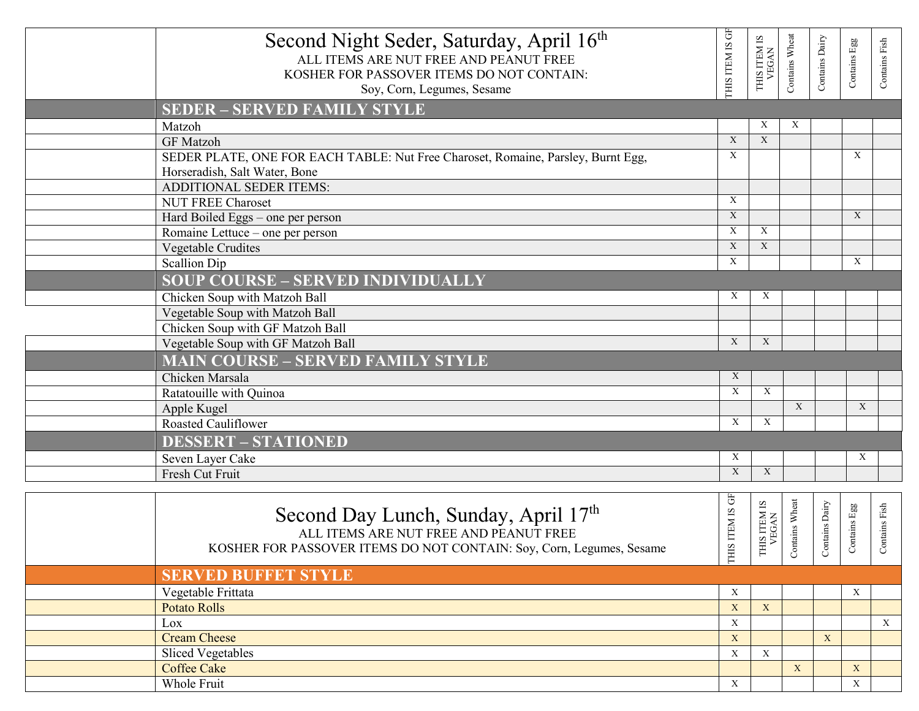| | Second Night Seder, Saturday, April 16th<br>ALL ITEMS ARE NUT FREE AND PEANUT FREE<br>KOSHER FOR PASSOVER ITEMS DO NOT CONTAIN:<br>Soy, Corn, Legumes, Sesame | THIS ITEM IS GF | THIS ITEM IS VEGAN | Contains Wheat | Contains Dairy | Contains Egg | Contains Fish |
|---|---|---|---|---|---|---|---|
| | **SEDER – SERVED FAMILY STYLE** | | | | | | |
| | Matzoh | | X | X | | | |
| | GF Matzoh | X | X | | | | |
| | SEDER PLATE, ONE FOR EACH TABLE: Nut Free Charoset, Romaine, Parsley, Burnt Egg, Horseradish, Salt Water, Bone | X | | | | X | |
| | ADDITIONAL SEDER ITEMS: | | | | | | |
| | NUT FREE Charoset | X | | | | | |
| | Hard Boiled Eggs – one per person | X | | | | X | |
| | Romaine Lettuce – one per person | X | X | | | | |
| | Vegetable Crudites | X | X | | | | |
| | Scallion Dip | X | | | | X | |
| | **SOUP COURSE – SERVED INDIVIDUALLY** | | | | | | |
| | Chicken Soup with Matzoh Ball | X | X | | | | |
| | Vegetable Soup with Matzoh Ball | | | | | | |
| | Chicken Soup with GF Matzoh Ball | | | | | | |
| | Vegetable Soup with GF Matzoh Ball | X | X | | | | |
| | **MAIN COURSE – SERVED FAMILY STYLE** | | | | | | |
| | Chicken Marsala | X | | | | | |
| | Ratatouille with Quinoa | X | X | | | | |
| | Apple Kugel | | | X | | X | |
| | Roasted Cauliflower | X | X | | | | |
| | **DESSERT – STATIONED** | | | | | | |
| | Seven Layer Cake | X | | | | X | |
| | Fresh Cut Fruit | X | X | | | | |

| | Second Day Lunch, Sunday, April 17th<br>ALL ITEMS ARE NUT FREE AND PEANUT FREE<br>KOSHER FOR PASSOVER ITEMS DO NOT CONTAIN: Soy, Corn, Legumes, Sesame | THIS ITEM IS GF | THIS ITEM IS VEGAN | Contains Wheat | Contains Dairy | Contains Egg | Contains Fish |
|---|---|---|---|---|---|---|---|
| | **SERVED BUFFET STYLE** | | | | | | |
| | Vegetable Frittata | X | | | | X | |
| | Potato Rolls | X | X | | | | |
| | Lox | X | | | | | X |
| | Cream Cheese | X | | | X | | |
| | Sliced Vegetables | X | X | | | | |
| | Coffee Cake | | | X | | X | |
| | Whole Fruit | X | | | | X | |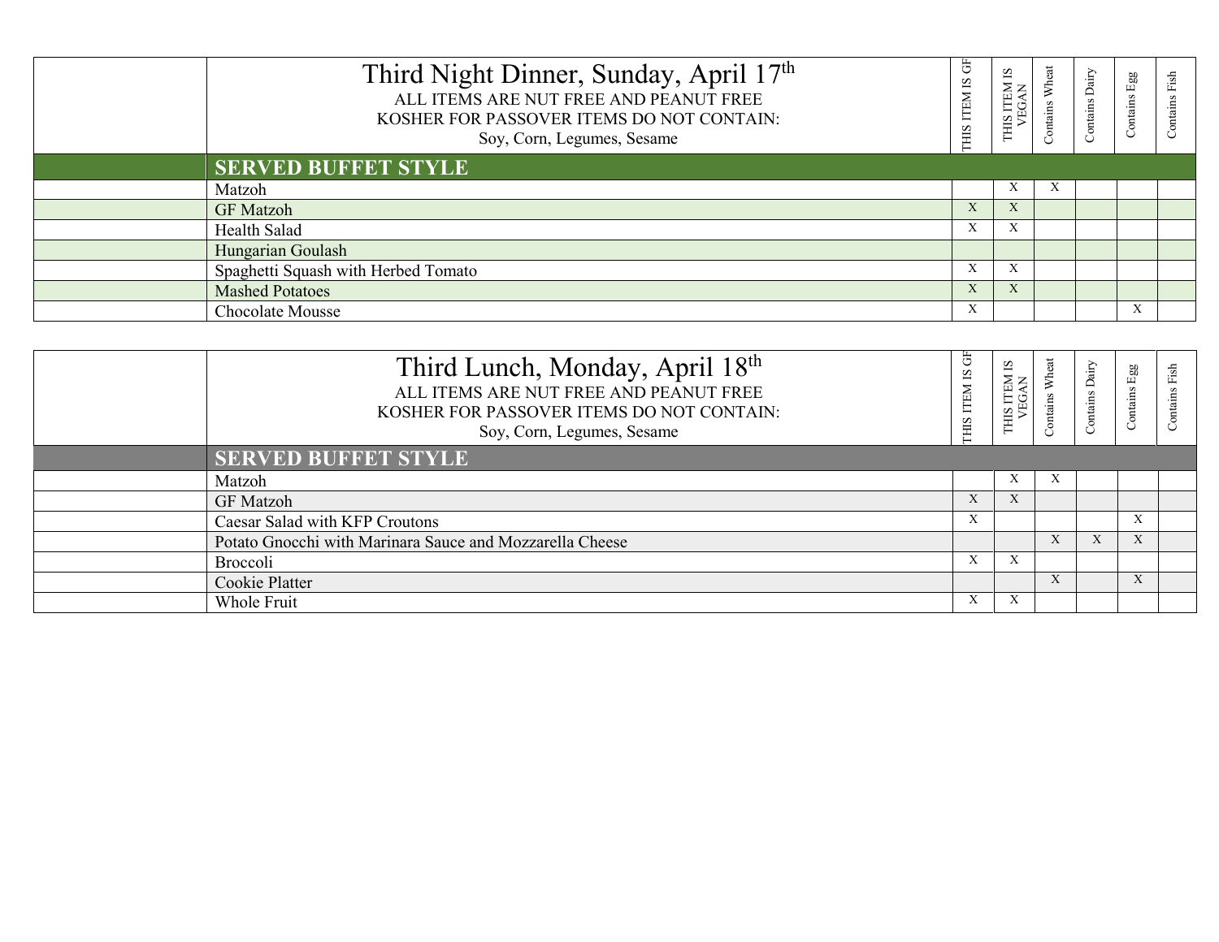| | Third Night Dinner, Sunday, April 17th<br>ALL ITEMS ARE NUT FREE AND PEANUT FREE<br>KOSHER FOR PASSOVER ITEMS DO NOT CONTAIN:<br>Soy, Corn, Legumes, Sesame | THIS ITEM IS GF | THIS ITEM IS VEGAN | Contains Wheat | Contains Dairy | Contains Egg | Contains Fish |
|---|---|---|---|---|---|---|---|
| | **SERVED BUFFET STYLE** | | | | | | |
| | Matzoh | | X | X | | | |
| | GF Matzoh | X | X | | | | |
| | Health Salad | X | X | | | | |
| | Hungarian Goulash | | | | | | |
| | Spaghetti Squash with Herbed Tomato | X | X | | | | |
| | Mashed Potatoes | X | X | | | | |
| | Chocolate Mousse | X | | | | X | |

| | Third Lunch, Monday, April 18th<br>ALL ITEMS ARE NUT FREE AND PEANUT FREE<br>KOSHER FOR PASSOVER ITEMS DO NOT CONTAIN:<br>Soy, Corn, Legumes, Sesame | THIS ITEM IS GF | THIS ITEM IS VEGAN | Contains Wheat | Contains Dairy | Contains Egg | Contains Fish |
|---|---|---|---|---|---|---|---|
| | **SERVED BUFFET STYLE** | | | | | | |
| | Matzoh | | X | X | | | |
| | GF Matzoh | X | X | | | | |
| | Caesar Salad with KFP Croutons | X | | | | X | |
| | Potato Gnocchi with Marinara Sauce and Mozzarella Cheese | | | X | X | X | |
| | Broccoli | X | X | | | | |
| | Cookie Platter | | | X | | X | |
| | Whole Fruit | X | X | | | | |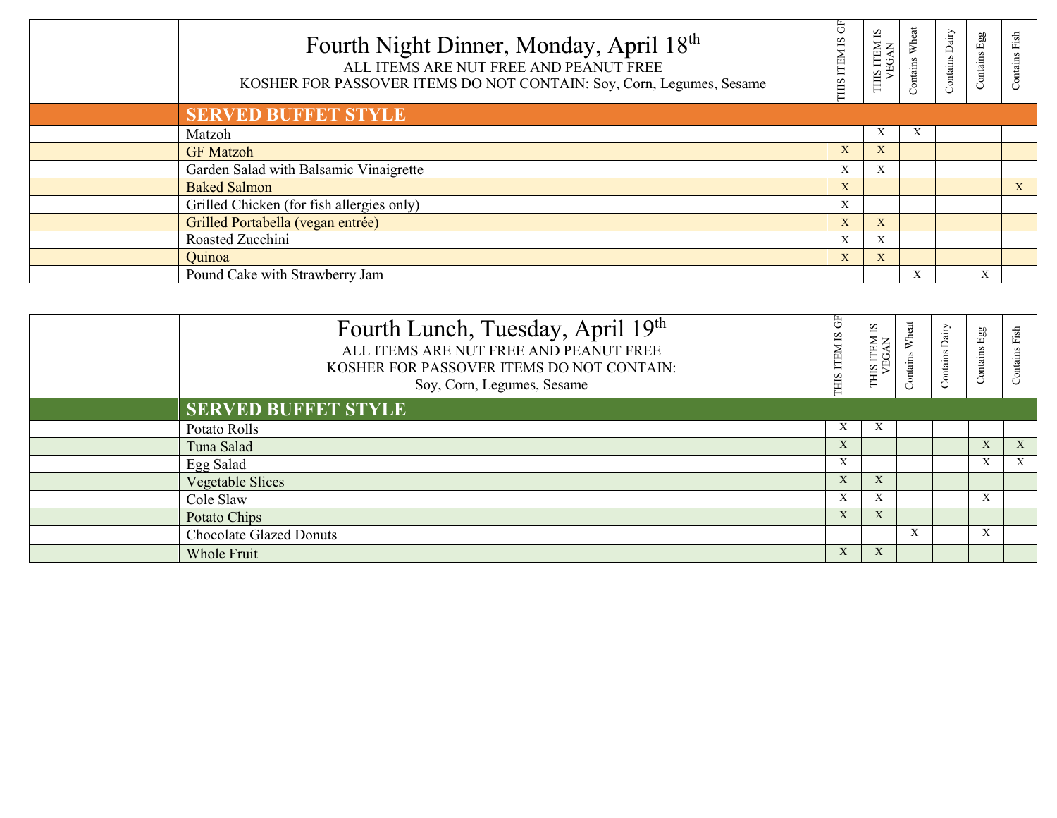| | Fourth Night Dinner, Monday, April 18th<br>ALL ITEMS ARE NUT FREE AND PEANUT FREE<br>KOSHER FOR PASSOVER ITEMS DO NOT CONTAIN: Soy, Corn, Legumes, Sesame | THIS ITEM IS GF | THIS ITEM IS VEGAN | Contains Wheat | Contains Dairy | Contains Egg | Contains Fish |
|---|---|---|---|---|---|---|---|
| | **SERVED BUFFET STYLE** | | | | | | |
| | Matzoh | | X | X | | | |
| | GF Matzoh | X | X | | | | |
| | Garden Salad with Balsamic Vinaigrette | X | X | | | | |
| | Baked Salmon | X | | | | | X |
| | Grilled Chicken (for fish allergies only) | X | | | | | |
| | Grilled Portabella (vegan entrée) | X | X | | | | |
| | Roasted Zucchini | X | X | | | | |
| | Quinoa | X | X | | | | |
| | Pound Cake with Strawberry Jam | | | X | | X | |

| | Fourth Lunch, Tuesday, April 19th<br>ALL ITEMS ARE NUT FREE AND PEANUT FREE<br>KOSHER FOR PASSOVER ITEMS DO NOT CONTAIN:<br>Soy, Corn, Legumes, Sesame | THIS ITEM IS GF | THIS ITEM IS VEGAN | Contains Wheat | Contains Dairy | Contains Egg | Contains Fish |
|---|---|---|---|---|---|---|---|
| | **SERVED BUFFET STYLE** | | | | | | |
| | Potato Rolls | X | X | | | | |
| | Tuna Salad | X | | | | X | X |
| | Egg Salad | X | | | | X | X |
| | Vegetable Slices | X | X | | | | |
| | Cole Slaw | X | X | | | X | |
| | Potato Chips | X | X | | | | |
| | Chocolate Glazed Donuts | | | X | | X | |
| | Whole Fruit | X | X | | | | |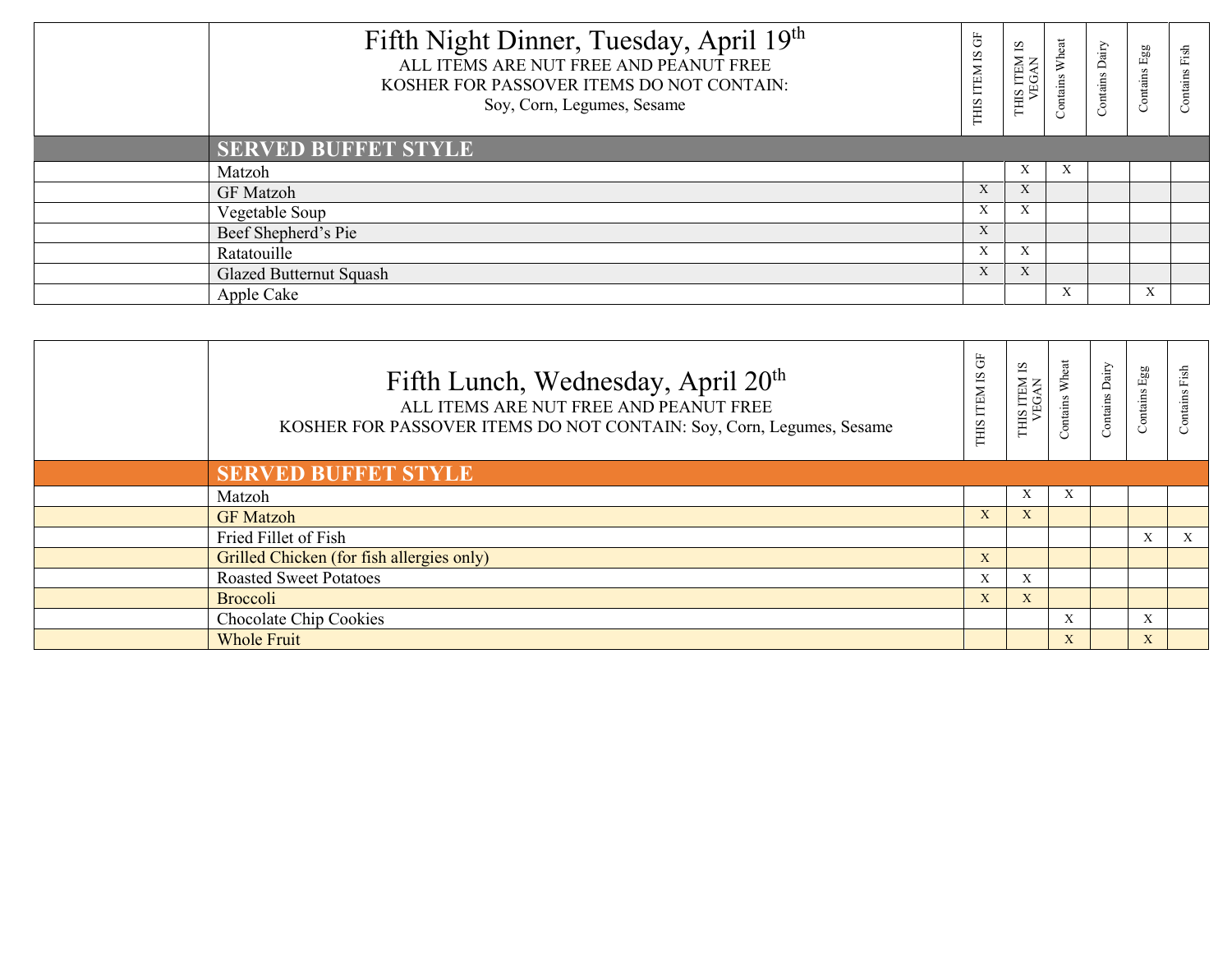| | Fifth Night Dinner, Tuesday, April 19th<br>ALL ITEMS ARE NUT FREE AND PEANUT FREE<br>KOSHER FOR PASSOVER ITEMS DO NOT CONTAIN:<br>Soy, Corn, Legumes, Sesame | THIS ITEM IS GF | THIS ITEM IS VEGAN | Contains Wheat | Contains Dairy | Contains Egg | Contains Fish |
|---|---|---|---|---|---|---|---|
| | **SERVED BUFFET STYLE** | | | | | | |
| | Matzoh | | X | X | | | |
| | GF Matzoh | X | X | | | | |
| | Vegetable Soup | X | X | | | | |
| | Beef Shepherd's Pie | X | | | | | |
| | Ratatouille | X | X | | | | |
| | Glazed Butternut Squash | X | X | | | | |
| | Apple Cake | | | X | | X | |

| | Fifth Lunch, Wednesday, April 20th<br>ALL ITEMS ARE NUT FREE AND PEANUT FREE<br>KOSHER FOR PASSOVER ITEMS DO NOT CONTAIN: Soy, Corn, Legumes, Sesame | THIS ITEM IS GF | THIS ITEM IS VEGAN | Contains Wheat | Contains Dairy | Contains Egg | Contains Fish |
|---|---|---|---|---|---|---|---|
| | **SERVED BUFFET STYLE** | | | | | | |
| | Matzoh | | X | X | | | |
| | GF Matzoh | X | X | | | | |
| | Fried Fillet of Fish | | | | | X | X |
| | Grilled Chicken (for fish allergies only) | X | | | | | |
| | Roasted Sweet Potatoes | X | X | | | | |
| | Broccoli | X | X | | | | |
| | Chocolate Chip Cookies | | | X | | X | |
| | Whole Fruit | | | X | | X | |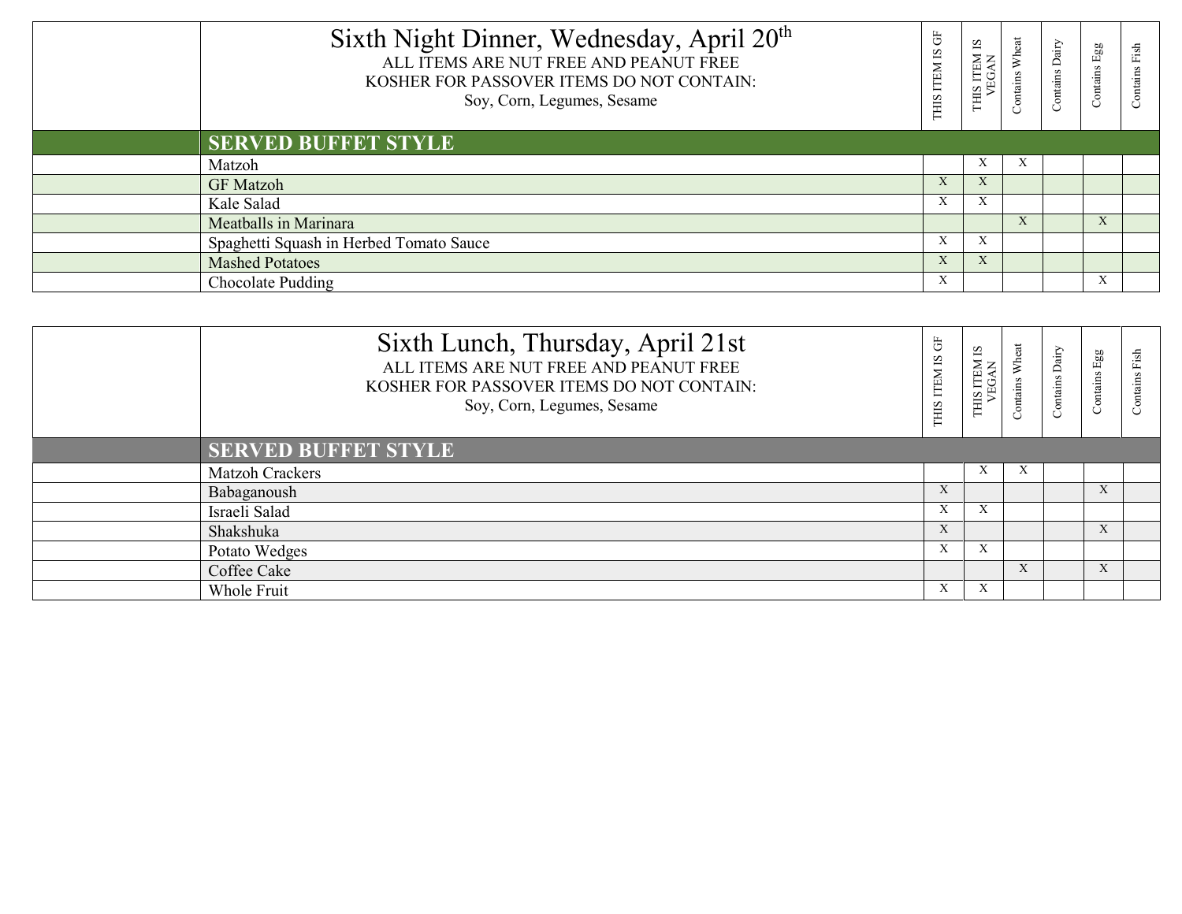# Sixth Night Dinner, Wednesday, April 20th

ALL ITEMS ARE NUT FREE AND PEANUT FREE
KOSHER FOR PASSOVER ITEMS DO NOT CONTAIN:
Soy, Corn, Legumes, Sesame

| | | THIS ITEM IS GF | THIS ITEM IS VEGAN | Contains Wheat | Contains Dairy | Contains Egg | Contains Fish |
|---|---|---|---|---|---|---|---|
| | **SERVED BUFFET STYLE** | | | | | | |
| | Matzoh | | X | X | | | |
| | GF Matzoh | X | X | | | | |
| | Kale Salad | X | X | | | | |
| | Meatballs in Marinara | | | X | | X | |
| | Spaghetti Squash in Herbed Tomato Sauce | X | X | | | | |
| | Mashed Potatoes | X | X | | | | |
| | Chocolate Pudding | X | | | | X | |

# Sixth Lunch, Thursday, April 21st

ALL ITEMS ARE NUT FREE AND PEANUT FREE
KOSHER FOR PASSOVER ITEMS DO NOT CONTAIN:
Soy, Corn, Legumes, Sesame

| | | THIS ITEM IS GF | THIS ITEM IS VEGAN | Contains Wheat | Contains Dairy | Contains Egg | Contains Fish |
|---|---|---|---|---|---|---|---|
| | **SERVED BUFFET STYLE** | | | | | | |
| | Matzoh Crackers | | X | X | | | |
| | Babaganoush | X | | | | X | |
| | Israeli Salad | X | X | | | | |
| | Shakshuka | X | | | | X | |
| | Potato Wedges | X | X | | | | |
| | Coffee Cake | | | X | | X | |
| | Whole Fruit | X | X | | | | |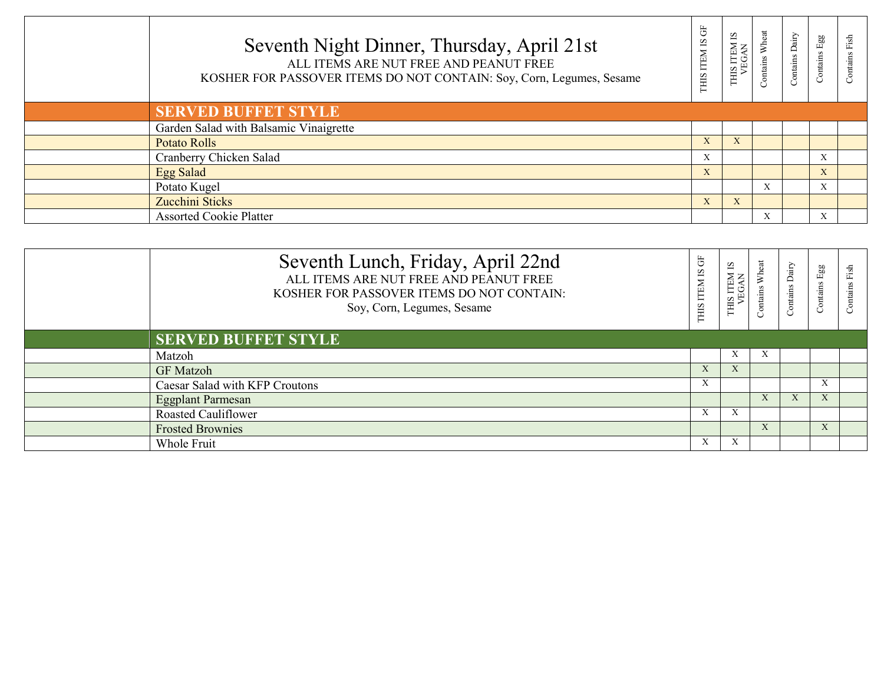## Seventh Night Dinner, Thursday, April 21st

ALL ITEMS ARE NUT FREE AND PEANUT FREE
KOSHER FOR PASSOVER ITEMS DO NOT CONTAIN: Soy, Corn, Legumes, Sesame

| SERVED BUFFET STYLE | THIS ITEM IS GF | THIS ITEM IS VEGAN | Contains Wheat | Contains Dairy | Contains Egg | Contains Fish |
|---|---|---|---|---|---|---|
| Garden Salad with Balsamic Vinaigrette | | | | | | |
| Potato Rolls | X | X | | | | |
| Cranberry Chicken Salad | X | | | | X | |
| Egg Salad | X | | | | X | |
| Potato Kugel | | | X | | X | |
| Zucchini Sticks | X | X | | | | |
| Assorted Cookie Platter | | | X | | X | |

## Seventh Lunch, Friday, April 22nd

ALL ITEMS ARE NUT FREE AND PEANUT FREE
KOSHER FOR PASSOVER ITEMS DO NOT CONTAIN:
Soy, Corn, Legumes, Sesame

| SERVED BUFFET STYLE | THIS ITEM IS GF | THIS ITEM IS VEGAN | Contains Wheat | Contains Dairy | Contains Egg | Contains Fish |
|---|---|---|---|---|---|---|
| Matzoh | | X | X | | | |
| GF Matzoh | X | X | | | | |
| Caesar Salad with KFP Croutons | X | | | | X | |
| Eggplant Parmesan | | | X | X | X | |
| Roasted Cauliflower | X | X | | | | |
| Frosted Brownies | | | X | | X | |
| Whole Fruit | X | X | | | | |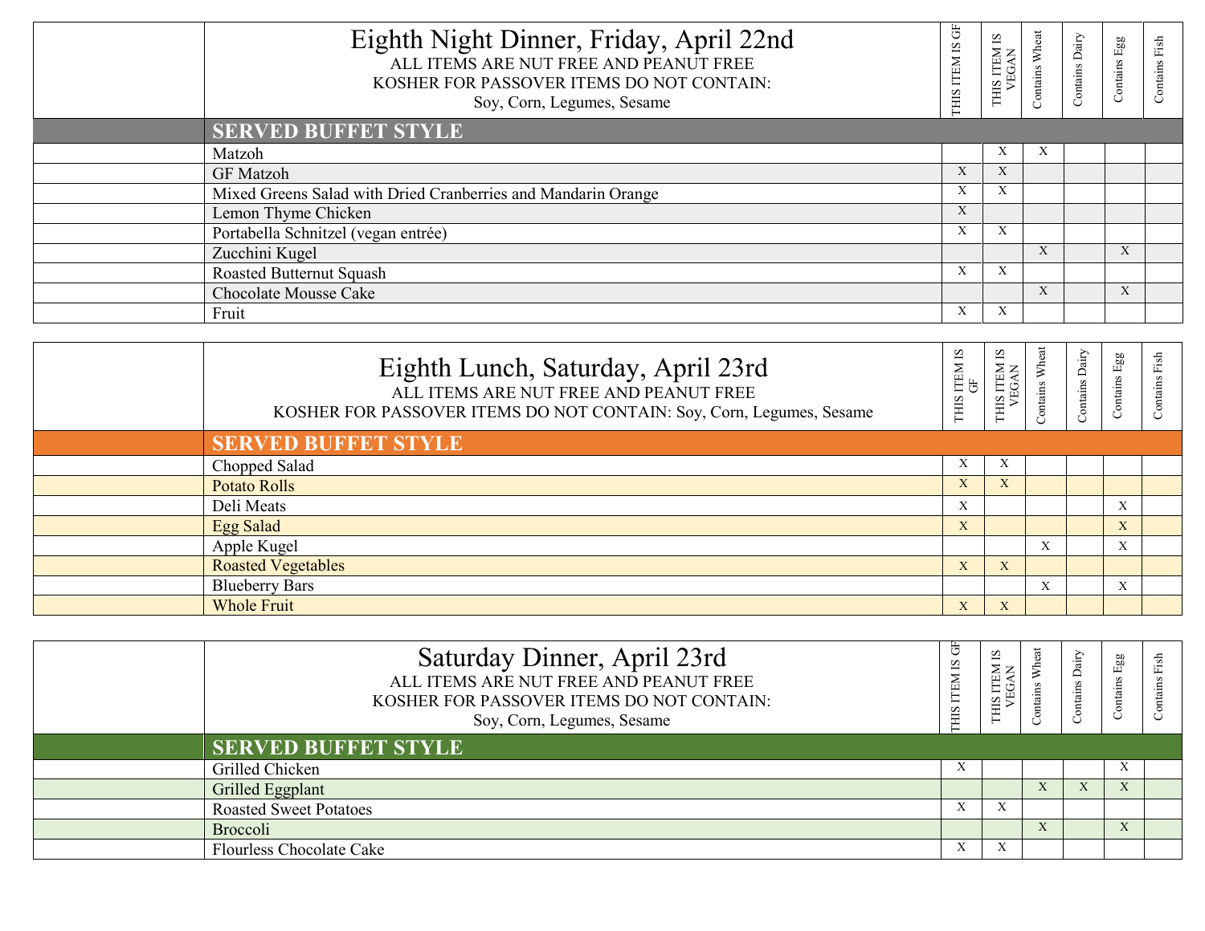## Eighth Night Dinner, Friday, April 22nd

ALL ITEMS ARE NUT FREE AND PEANUT FREE
KOSHER FOR PASSOVER ITEMS DO NOT CONTAIN:
Soy, Corn, Legumes, Sesame

| SERVED BUFFET STYLE | THIS ITEM IS GF | THIS ITEM IS VEGAN | Contains Wheat | Contains Dairy | Contains Egg | Contains Fish |
|---|---|---|---|---|---|---|
| Matzoh | | X | X | | | |
| GF Matzoh | X | X | | | | |
| Mixed Greens Salad with Dried Cranberries and Mandarin Orange | X | X | | | | |
| Lemon Thyme Chicken | X | | | | | |
| Portabella Schnitzel (vegan entrée) | X | X | | | | |
| Zucchini Kugel | | | X | | X | |
| Roasted Butternut Squash | X | X | | | | |
| Chocolate Mousse Cake | | | X | | X | |
| Fruit | X | X | | | | |

## Eighth Lunch, Saturday, April 23rd

ALL ITEMS ARE NUT FREE AND PEANUT FREE
KOSHER FOR PASSOVER ITEMS DO NOT CONTAIN: Soy, Corn, Legumes, Sesame

| SERVED BUFFET STYLE | THIS ITEM IS GF | THIS ITEM IS VEGAN | Contains Wheat | Contains Dairy | Contains Egg | Contains Fish |
|---|---|---|---|---|---|---|
| Chopped Salad | X | X | | | | |
| Potato Rolls | X | X | | | | |
| Deli Meats | X | | | | X | |
| Egg Salad | X | | | | X | |
| Apple Kugel | | | X | | X | |
| Roasted Vegetables | X | X | | | | |
| Blueberry Bars | | | X | | X | |
| Whole Fruit | X | X | | | | |

## Saturday Dinner, April 23rd

ALL ITEMS ARE NUT FREE AND PEANUT FREE
KOSHER FOR PASSOVER ITEMS DO NOT CONTAIN:
Soy, Corn, Legumes, Sesame

| SERVED BUFFET STYLE | THIS ITEM IS GF | THIS ITEM IS VEGAN | Contains Wheat | Contains Dairy | Contains Egg | Contains Fish |
|---|---|---|---|---|---|---|
| Grilled Chicken | X | | | | X | |
| Grilled Eggplant | | | X | X | X | |
| Roasted Sweet Potatoes | X | X | | | | |
| Broccoli | | | X | | X | |
| Flourless Chocolate Cake | X | X | | | | |